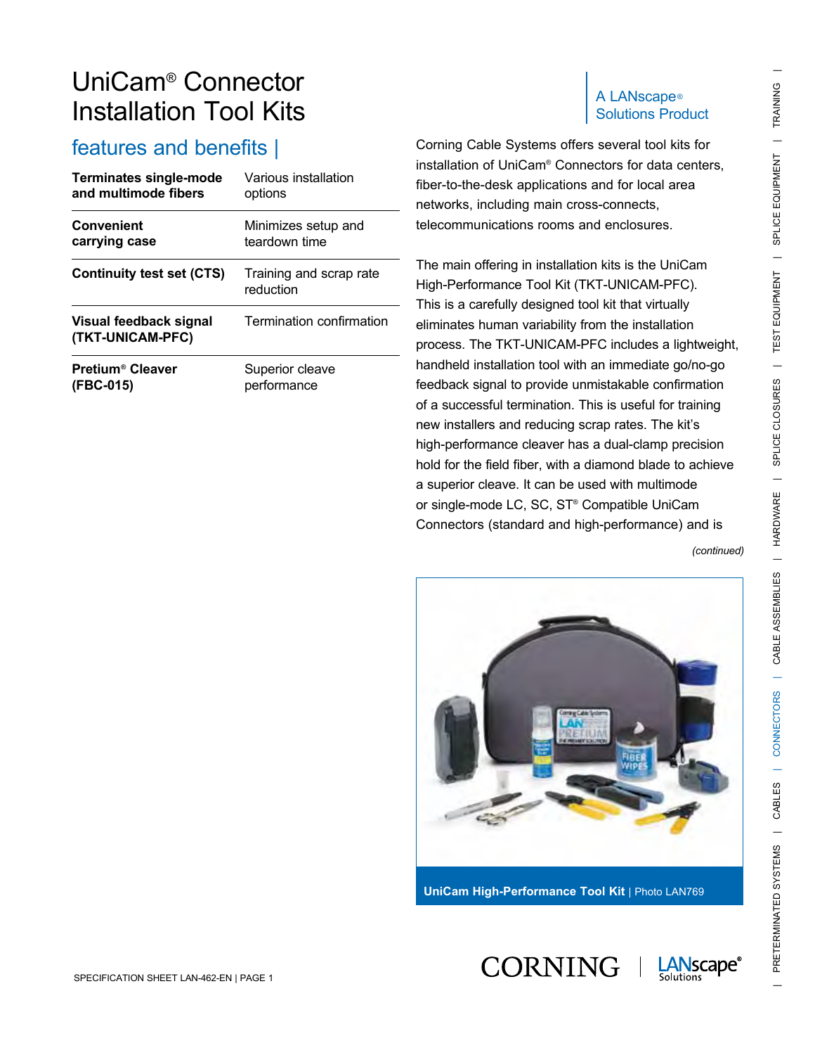# UniCam® Connector Installation Tool Kits

A LANscape® Solutions Product

## features and benefits |

| | |
|---|---|
| **Terminates single-mode and multimode fibers** | Various installation options |
| **Convenient carrying case** | Minimizes setup and teardown time |
| **Continuity test set (CTS)** | Training and scrap rate reduction |
| **Visual feedback signal (TKT-UNICAM-PFC)** | Termination confirmation |
| **Pretium® Cleaver (FBC-015)** | Superior cleave performance |

Corning Cable Systems offers several tool kits for installation of UniCam® Connectors for data centers, fiber-to-the-desk applications and for local area networks, including main cross-connects, telecommunications rooms and enclosures.

The main offering in installation kits is the UniCam High-Performance Tool Kit (TKT-UNICAM-PFC). This is a carefully designed tool kit that virtually eliminates human variability from the installation process. The TKT-UNICAM-PFC includes a lightweight, handheld installation tool with an immediate go/no-go feedback signal to provide unmistakable confirmation of a successful termination. This is useful for training new installers and reducing scrap rates. The kit's high-performance cleaver has a dual-clamp precision hold for the field fiber, with a diamond blade to achieve a superior cleave. It can be used with multimode or single-mode LC, SC, ST® Compatible UniCam Connectors (standard and high-performance) and is

*(continued)*

**UniCam High-Performance Tool Kit** | Photo LAN769

SPECIFICATION SHEET LAN-462-EN | PAGE 1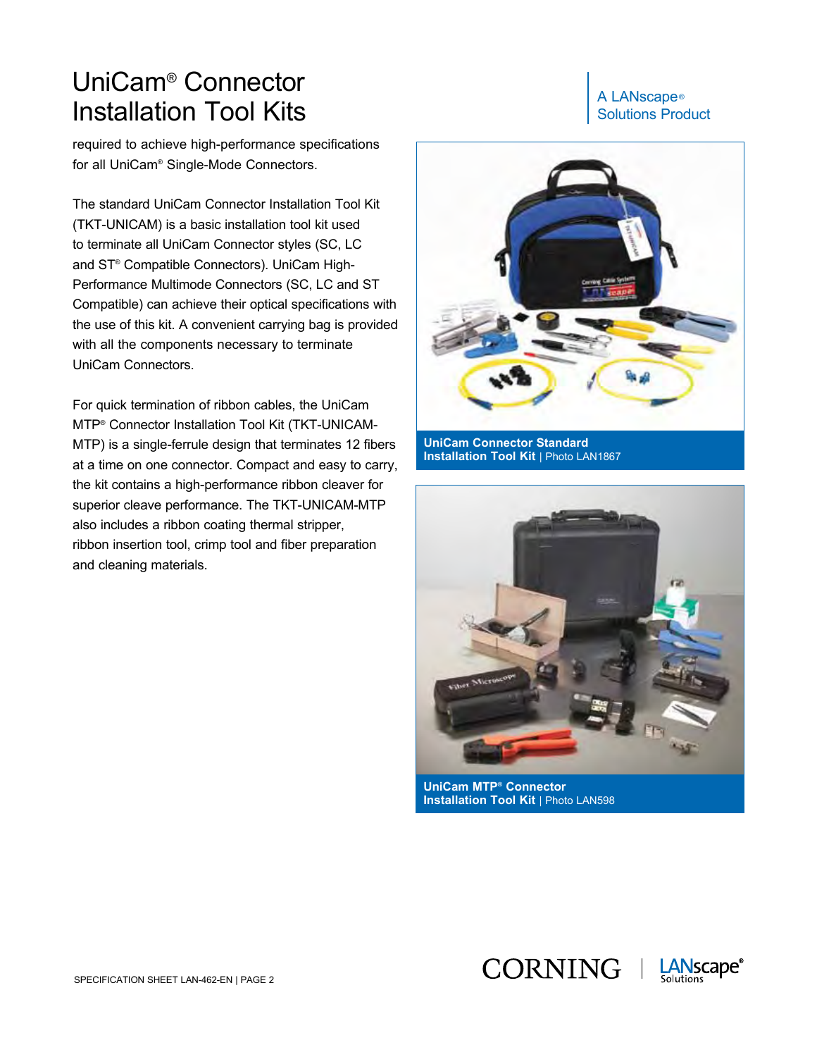# UniCam® Connector Installation Tool Kits

A LANscape® Solutions Product

required to achieve high-performance specifications for all UniCam® Single-Mode Connectors.

The standard UniCam Connector Installation Tool Kit (TKT-UNICAM) is a basic installation tool kit used to terminate all UniCam Connector styles (SC, LC and ST® Compatible Connectors). UniCam High-Performance Multimode Connectors (SC, LC and ST Compatible) can achieve their optical specifications with the use of this kit. A convenient carrying bag is provided with all the components necessary to terminate UniCam Connectors.

For quick termination of ribbon cables, the UniCam MTP® Connector Installation Tool Kit (TKT-UNICAM-MTP) is a single-ferrule design that terminates 12 fibers at a time on one connector. Compact and easy to carry, the kit contains a high-performance ribbon cleaver for superior cleave performance. The TKT-UNICAM-MTP also includes a ribbon coating thermal stripper, ribbon insertion tool, crimp tool and fiber preparation and cleaning materials.

**UniCam Connector Standard Installation Tool Kit** | Photo LAN1867

**UniCam MTP® Connector Installation Tool Kit** | Photo LAN598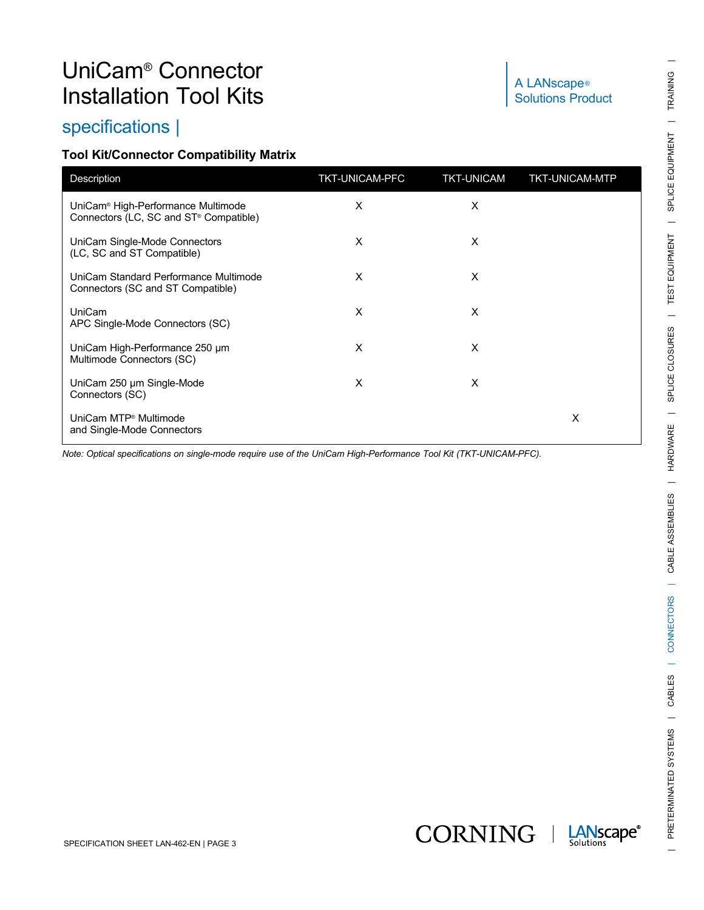# UniCam® Connector Installation Tool Kits

A LANscape® Solutions Product

## specifications |

### Tool Kit/Connector Compatibility Matrix

| Description | TKT-UNICAM-PFC | TKT-UNICAM | TKT-UNICAM-MTP |
|---|---|---|---|
| UniCam® High-Performance Multimode Connectors (LC, SC and ST® Compatible) | X | X | |
| UniCam Single-Mode Connectors (LC, SC and ST Compatible) | X | X | |
| UniCam Standard Performance Multimode Connectors (SC and ST Compatible) | X | X | |
| UniCam APC Single-Mode Connectors (SC) | X | X | |
| UniCam High-Performance 250 µm Multimode Connectors (SC) | X | X | |
| UniCam 250 µm Single-Mode Connectors (SC) | X | X | |
| UniCam MTP® Multimode and Single-Mode Connectors | | | X |

*Note: Optical specifications on single-mode require use of the UniCam High-Performance Tool Kit (TKT-UNICAM-PFC).*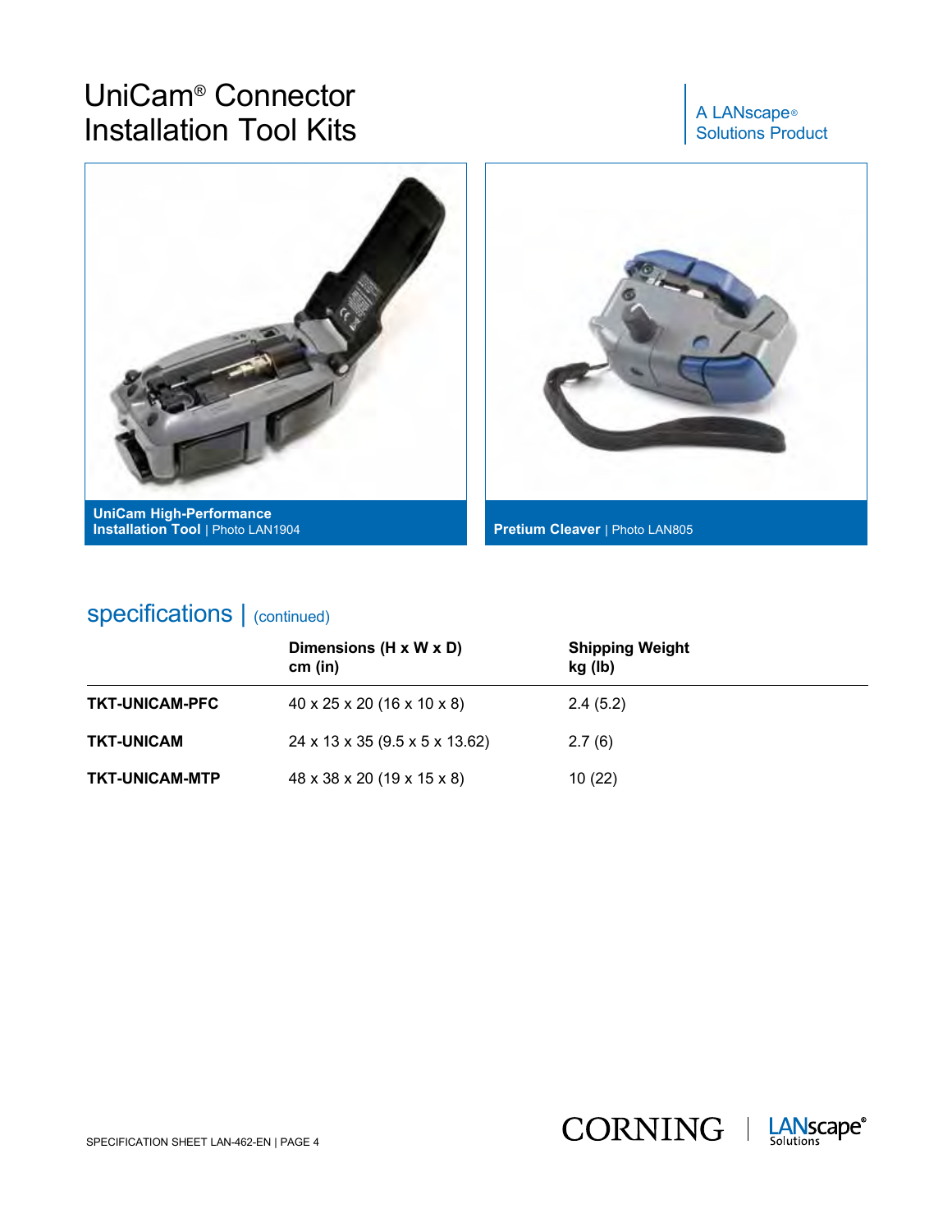# UniCam® Connector Installation Tool Kits

A LANscape® Solutions Product

**UniCam High-Performance Installation Tool** | Photo LAN1904

**Pretium Cleaver** | Photo LAN805

## specifications | (continued)

| | Dimensions (H x W x D) cm (in) | Shipping Weight kg (lb) |
|---|---|---|
| **TKT-UNICAM-PFC** | 40 x 25 x 20 (16 x 10 x 8) | 2.4 (5.2) |
| **TKT-UNICAM** | 24 x 13 x 35 (9.5 x 5 x 13.62) | 2.7 (6) |
| **TKT-UNICAM-MTP** | 48 x 38 x 20 (19 x 15 x 8) | 10 (22) |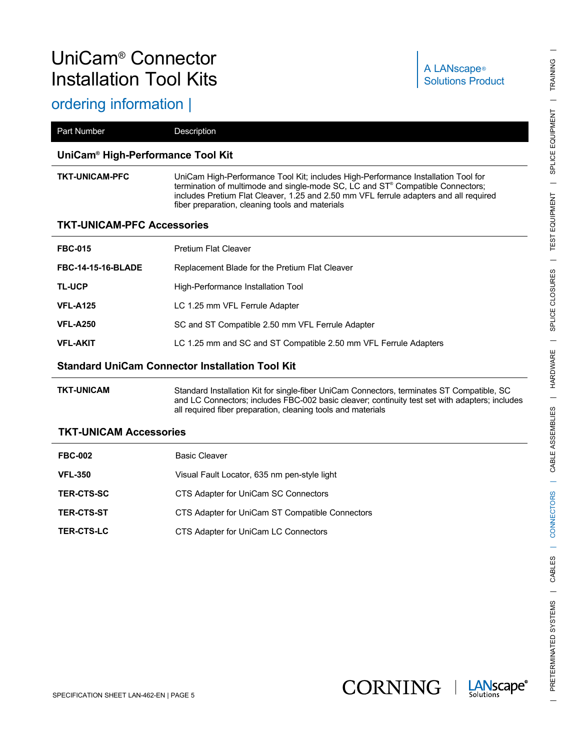# UniCam® Connector Installation Tool Kits

A LANscape® Solutions Product

## ordering information |

| Part Number | Description |
|---|---|
| **UniCam® High-Performance Tool Kit** | |
| **TKT-UNICAM-PFC** | UniCam High-Performance Tool Kit; includes High-Performance Installation Tool for termination of multimode and single-mode SC, LC and ST® Compatible Connectors; includes Pretium Flat Cleaver, 1.25 and 2.50 mm VFL ferrule adapters and all required fiber preparation, cleaning tools and materials |
| **TKT-UNICAM-PFC Accessories** | |
| **FBC-015** | Pretium Flat Cleaver |
| **FBC-14-15-16-BLADE** | Replacement Blade for the Pretium Flat Cleaver |
| **TL-UCP** | High-Performance Installation Tool |
| **VFL-A125** | LC 1.25 mm VFL Ferrule Adapter |
| **VFL-A250** | SC and ST Compatible 2.50 mm VFL Ferrule Adapter |
| **VFL-AKIT** | LC 1.25 mm and SC and ST Compatible 2.50 mm VFL Ferrule Adapters |
| **Standard UniCam Connector Installation Tool Kit** | |
| **TKT-UNICAM** | Standard Installation Kit for single-fiber UniCam Connectors, terminates ST Compatible, SC and LC Connectors; includes FBC-002 basic cleaver; continuity test set with adapters; includes all required fiber preparation, cleaning tools and materials |
| **TKT-UNICAM Accessories** | |
| **FBC-002** | Basic Cleaver |
| **VFL-350** | Visual Fault Locator, 635 nm pen-style light |
| **TER-CTS-SC** | CTS Adapter for UniCam SC Connectors |
| **TER-CTS-ST** | CTS Adapter for UniCam ST Compatible Connectors |
| **TER-CTS-LC** | CTS Adapter for UniCam LC Connectors |

SPECIFICATION SHEET LAN-462-EN | PAGE 5

CORNING | LANscape® Solutions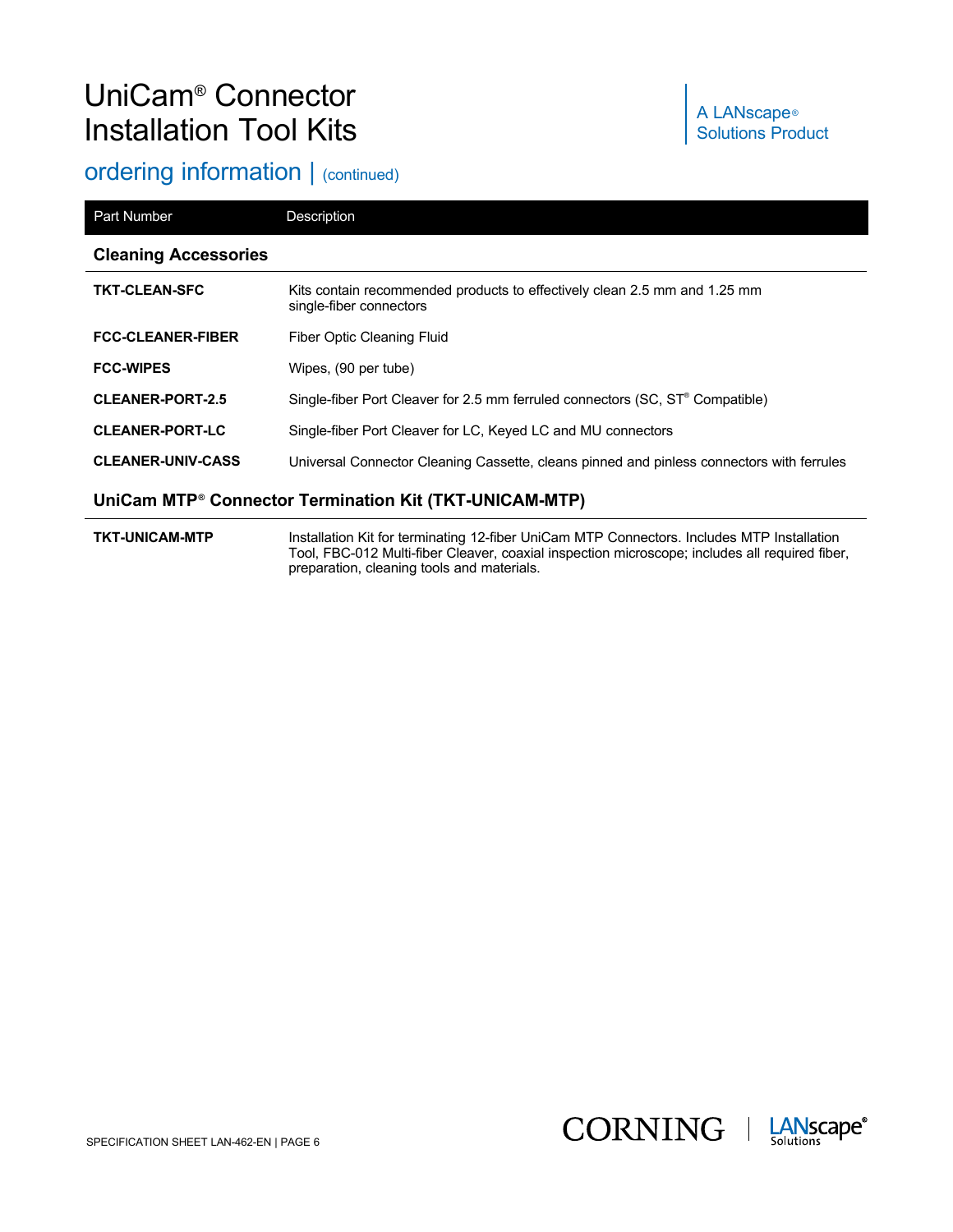# UniCam® Connector Installation Tool Kits

A LANscape® Solutions Product

## ordering information | (continued)

| Part Number | Description |
|---|---|
| **Cleaning Accessories** | |
| **TKT-CLEAN-SFC** | Kits contain recommended products to effectively clean 2.5 mm and 1.25 mm single-fiber connectors |
| **FCC-CLEANER-FIBER** | Fiber Optic Cleaning Fluid |
| **FCC-WIPES** | Wipes, (90 per tube) |
| **CLEANER-PORT-2.5** | Single-fiber Port Cleaver for 2.5 mm ferruled connectors (SC, ST® Compatible) |
| **CLEANER-PORT-LC** | Single-fiber Port Cleaver for LC, Keyed LC and MU connectors |
| **CLEANER-UNIV-CASS** | Universal Connector Cleaning Cassette, cleans pinned and pinless connectors with ferrules |
| **UniCam MTP® Connector Termination Kit (TKT-UNICAM-MTP)** | |
| **TKT-UNICAM-MTP** | Installation Kit for terminating 12-fiber UniCam MTP Connectors. Includes MTP Installation Tool, FBC-012 Multi-fiber Cleaver, coaxial inspection microscope; includes all required fiber, preparation, cleaning tools and materials. |

SPECIFICATION SHEET LAN-462-EN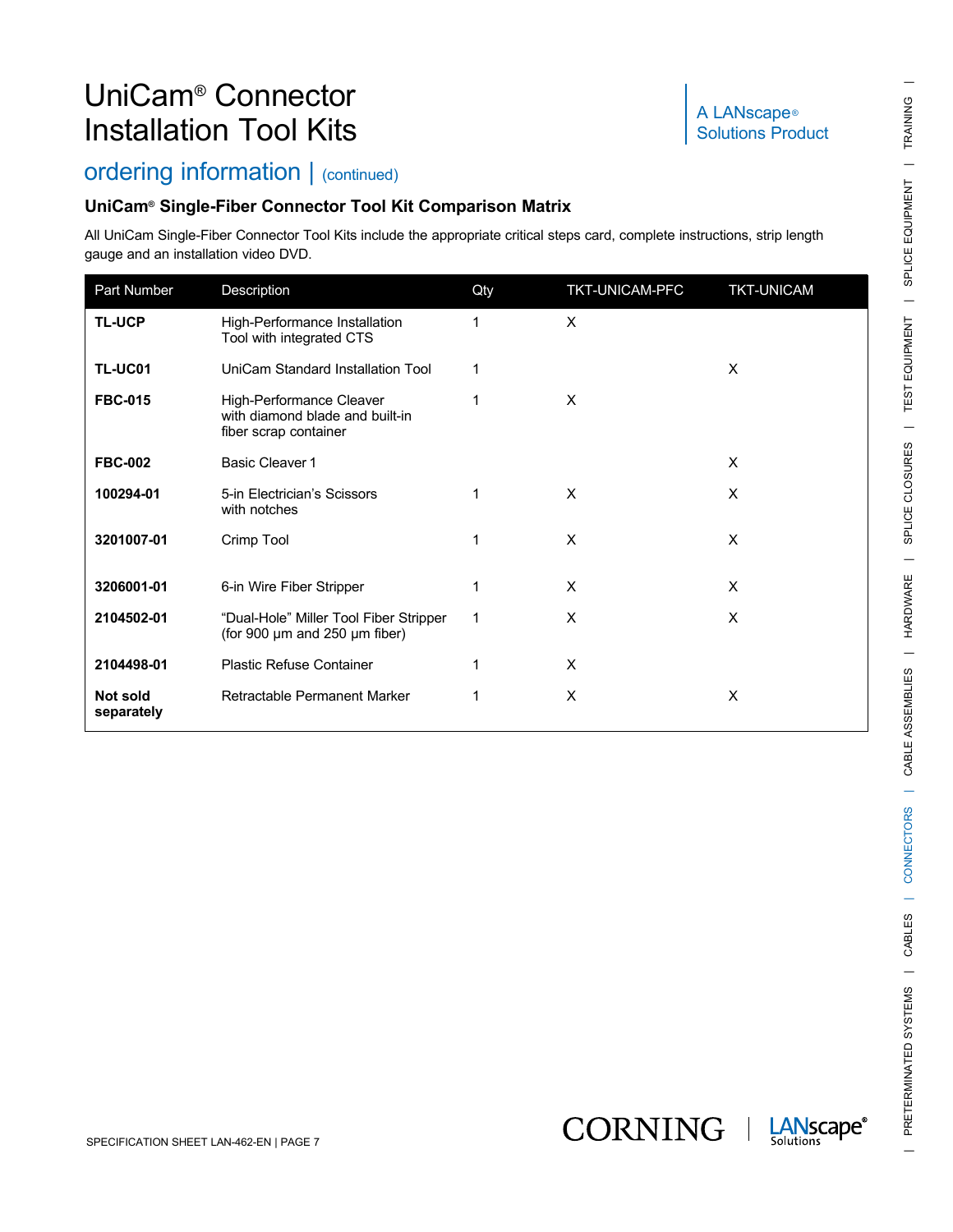# UniCam® Connector Installation Tool Kits

A LANscape® Solutions Product

## ordering information | (continued)

### UniCam® Single-Fiber Connector Tool Kit Comparison Matrix

All UniCam Single-Fiber Connector Tool Kits include the appropriate critical steps card, complete instructions, strip length gauge and an installation video DVD.

| Part Number | Description | Qty | TKT-UNICAM-PFC | TKT-UNICAM |
|---|---|---|---|---|
| **TL-UCP** | High-Performance Installation Tool with integrated CTS | 1 | X | |
| **TL-UC01** | UniCam Standard Installation Tool | 1 | | X |
| **FBC-015** | High-Performance Cleaver with diamond blade and built-in fiber scrap container | 1 | X | |
| **FBC-002** | Basic Cleaver 1 | | | X |
| **100294-01** | 5-in Electrician's Scissors with notches | 1 | X | X |
| **3201007-01** | Crimp Tool | 1 | X | X |
| **3206001-01** | 6-in Wire Fiber Stripper | 1 | X | X |
| **2104502-01** | "Dual-Hole" Miller Tool Fiber Stripper (for 900 µm and 250 µm fiber) | 1 | X | X |
| **2104498-01** | Plastic Refuse Container | 1 | X | |
| **Not sold separately** | Retractable Permanent Marker | 1 | X | X |

SPECIFICATION SHEET LAN-462-EN | PAGE 7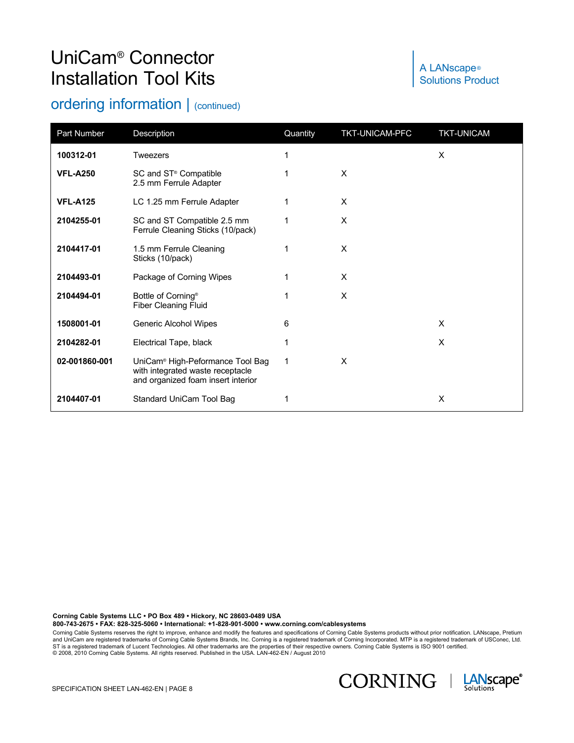# UniCam® Connector Installation Tool Kits

A LANscape® Solutions Product

## ordering information | (continued)

| Part Number | Description | Quantity | TKT-UNICAM-PFC | TKT-UNICAM |
|---|---|---|---|---|
| **100312-01** | Tweezers | 1 | | X |
| **VFL-A250** | SC and ST® Compatible 2.5 mm Ferrule Adapter | 1 | X | |
| **VFL-A125** | LC 1.25 mm Ferrule Adapter | 1 | X | |
| **2104255-01** | SC and ST Compatible 2.5 mm Ferrule Cleaning Sticks (10/pack) | 1 | X | |
| **2104417-01** | 1.5 mm Ferrule Cleaning Sticks (10/pack) | 1 | X | |
| **2104493-01** | Package of Corning Wipes | 1 | X | |
| **2104494-01** | Bottle of Corning® Fiber Cleaning Fluid | 1 | X | |
| **1508001-01** | Generic Alcohol Wipes | 6 | | X |
| **2104282-01** | Electrical Tape, black | 1 | | X |
| **02-001860-001** | UniCam® High-Peformance Tool Bag with integrated waste receptacle and organized foam insert interior | 1 | X | |
| **2104407-01** | Standard UniCam Tool Bag | 1 | | X |

**Corning Cable Systems LLC • PO Box 489 • Hickory, NC 28603-0489 USA**
**800-743-2675 • FAX: 828-325-5060 • International: +1-828-901-5000 • www.corning.com/cablesystems**

Corning Cable Systems reserves the right to improve, enhance and modify the features and specifications of Corning Cable Systems products without prior notification. LANscape, Pretium and UniCam are registered trademarks of Corning Cable Systems Brands, Inc. Corning is a registered trademark of Corning Incorporated. MTP is a registered trademark of USConec, Ltd. ST is a registered trademark of Lucent Technologies. All other trademarks are the properties of their respective owners. Corning Cable Systems is ISO 9001 certified.
© 2008, 2010 Corning Cable Systems. All rights reserved. Published in the USA. LAN-462-EN / August 2010

SPECIFICATION SHEET LAN-462-EN

CORNING | LANscape® Solutions